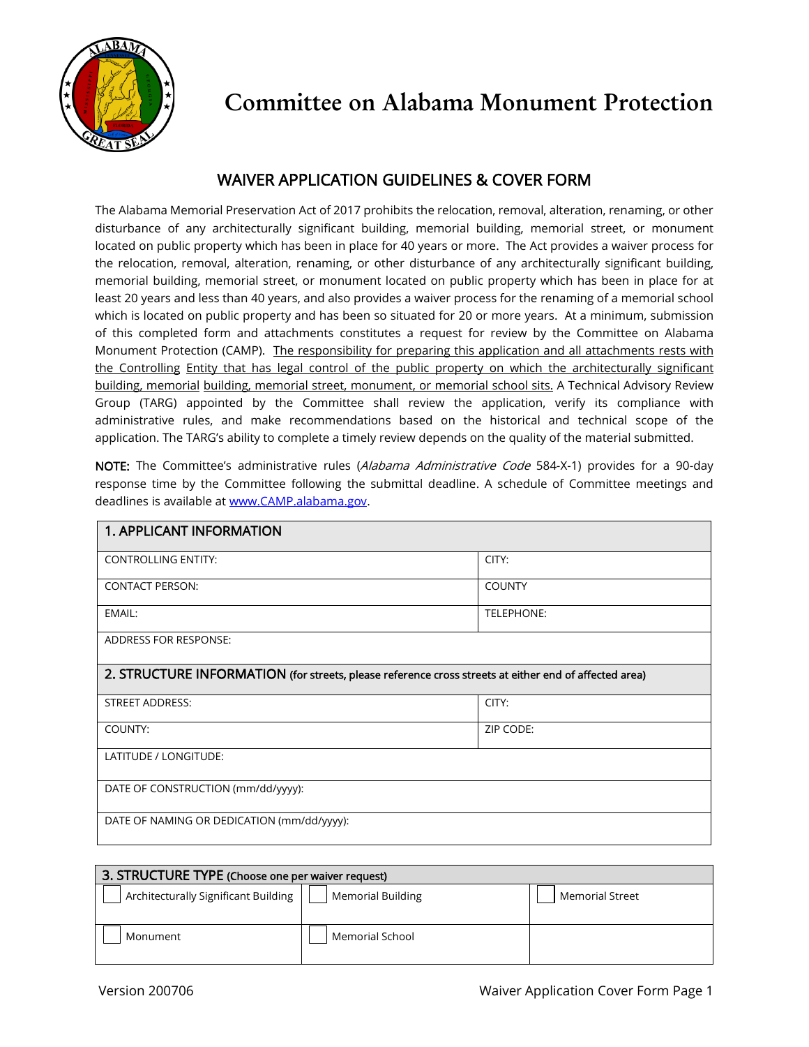# Committee on Alabama Monument Protection

## WAIVER APPLICATION GUIDELINES & COVER FORM

The Alabama Memorial Preservation Act of 2017 prohibits the relocation, removal, alteration, renaming, or other disturbance of any architecturally significant building, memorial building, memorial street, or monument located on public property which has been in place for 40 years or more. The Act provides a waiver process for the relocation, removal, alteration, renaming, or other disturbance of any architecturally significant building, memorial building, memorial street, or monument located on public property which has been in place for at least 20 years and less than 40 years, and also provides a waiver process for the renaming of a memorial school which is located on public property and has been so situated for 20 or more years. At a minimum, submission of this completed form and attachments constitutes a request for review by the Committee on Alabama Monument Protection (CAMP). The responsibility for preparing this application and all attachments rests with the Controlling Entity that has legal control of the public property on which the architecturally significant building, memorial building, memorial street, monument, or memorial school sits. A Technical Advisory Review Group (TARG) appointed by the Committee shall review the application, verify its compliance with administrative rules, and make recommendations based on the historical and technical scope of the application. The TARG's ability to complete a timely review depends on the quality of the material submitted.

**NOTE:** The Committee's administrative rules (*Alabama Administrative Code* 584-X-1) provides for a 90-day response time by the Committee following the submittal deadline. A schedule of Committee meetings and deadlines is available at www.CAMP.alabama.gov.

| 1. APPLICANT INFORMATION | |
|---|---|
| CONTROLLING ENTITY: | CITY: |
| CONTACT PERSON: | COUNTY |
| EMAIL: | TELEPHONE: |
| ADDRESS FOR RESPONSE: | |

| 2. STRUCTURE INFORMATION (for streets, please reference cross streets at either end of affected area) | |
|---|---|
| STREET ADDRESS: | CITY: |
| COUNTY: | ZIP CODE: |
| LATITUDE / LONGITUDE: | |
| DATE OF CONSTRUCTION (mm/dd/yyyy): | |
| DATE OF NAMING OR DEDICATION (mm/dd/yyyy): | |

| 3. STRUCTURE TYPE (Choose one per waiver request) | | |
|---|---|---|
| ☐ Architecturally Significant Building | ☐ Memorial Building | ☐ Memorial Street |
| ☐ Monument | ☐ Memorial School | |

Version 200706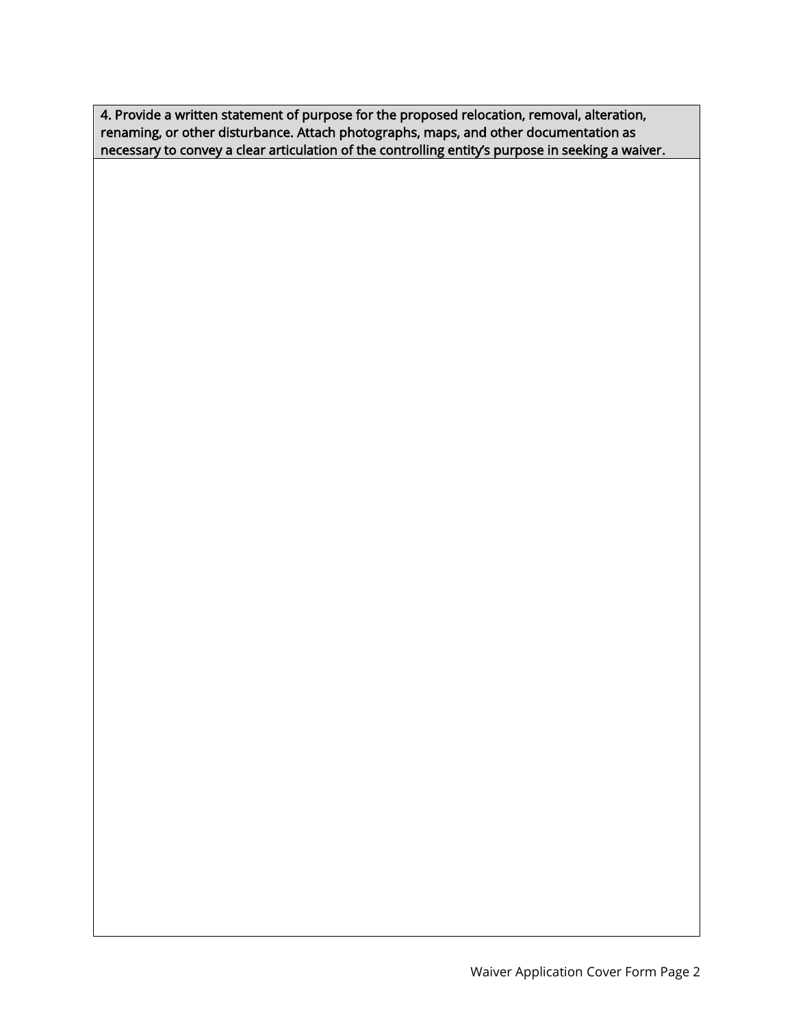| 4. Provide a written statement of purpose for the proposed relocation, removal, alteration, renaming, or other disturbance. Attach photographs, maps, and other documentation as necessary to convey a clear articulation of the controlling entity's purpose in seeking a waiver. |
|---|
| |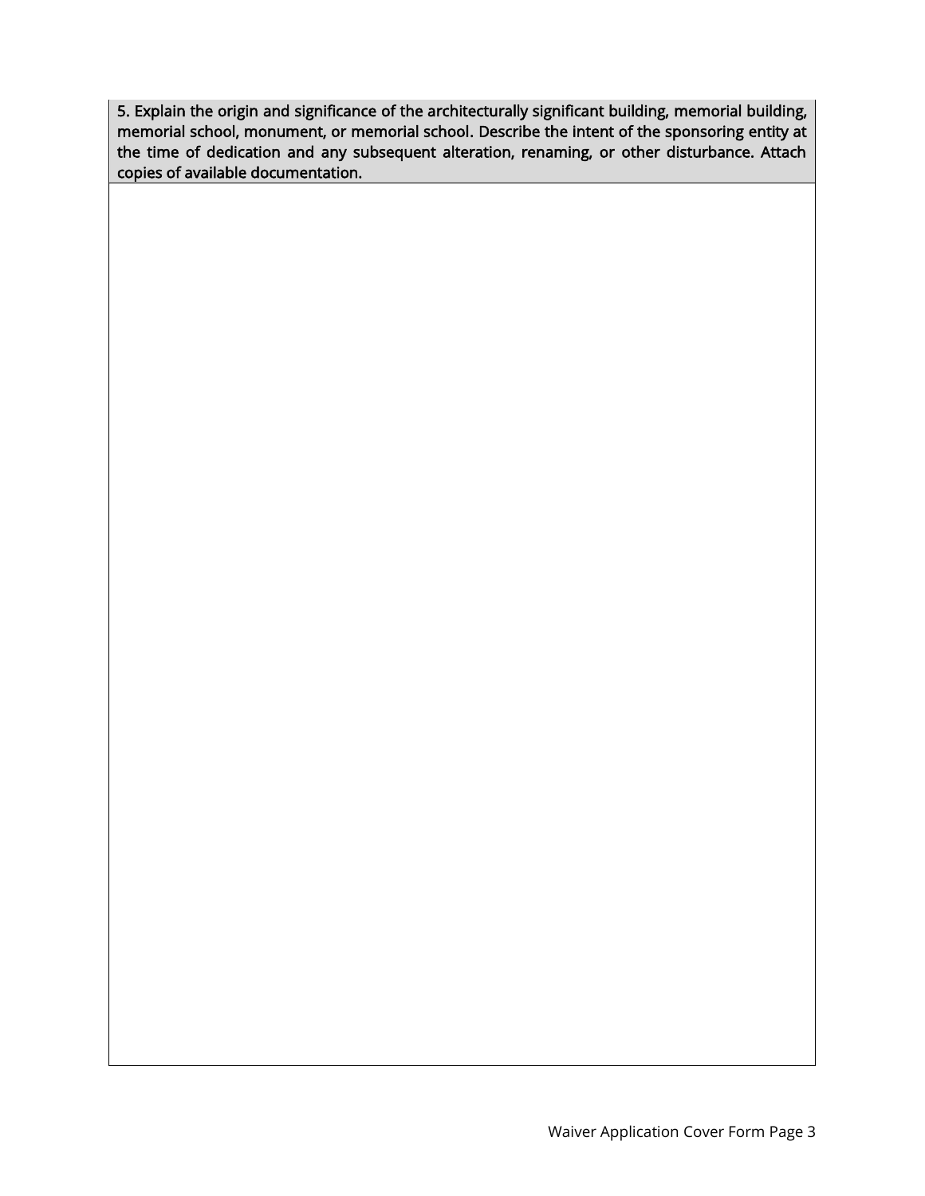| 5. Explain the origin and significance of the architecturally significant building, memorial building, memorial school, monument, or memorial school. Describe the intent of the sponsoring entity at the time of dedication and any subsequent alteration, renaming, or other disturbance. Attach copies of available documentation. |
| --- |
| |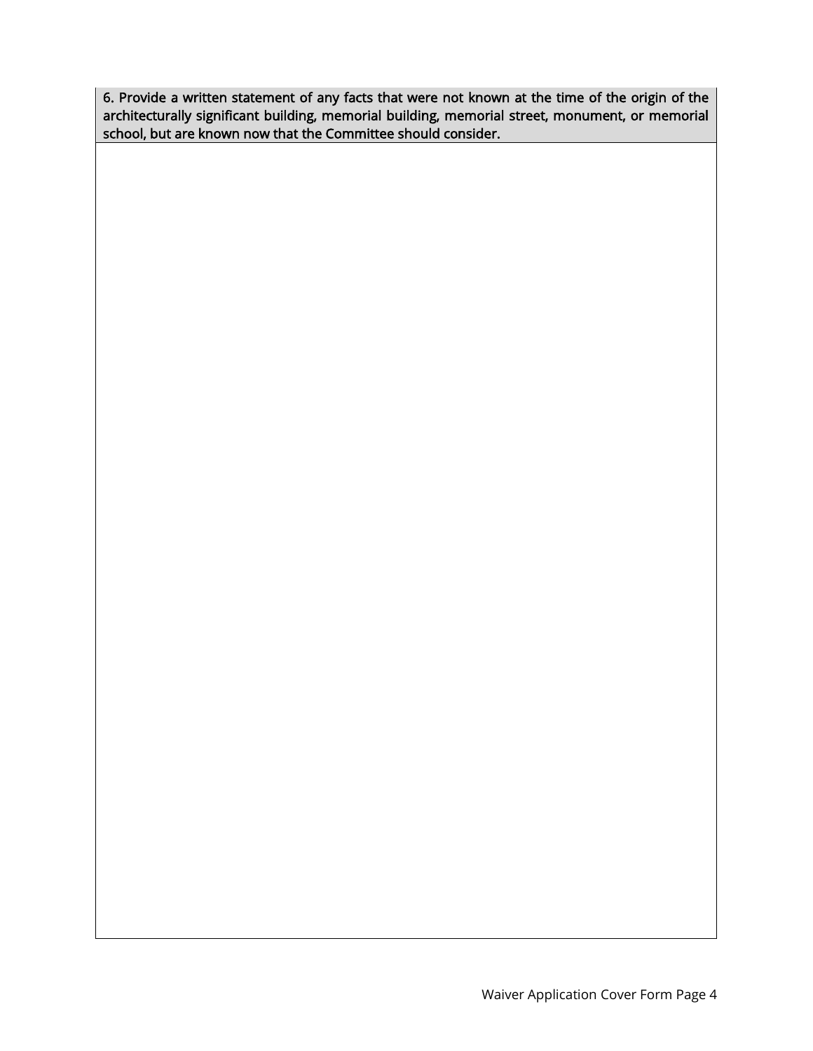| 6. Provide a written statement of any facts that were not known at the time of the origin of the architecturally significant building, memorial building, memorial street, monument, or memorial school, but are known now that the Committee should consider. |
| --- |
| |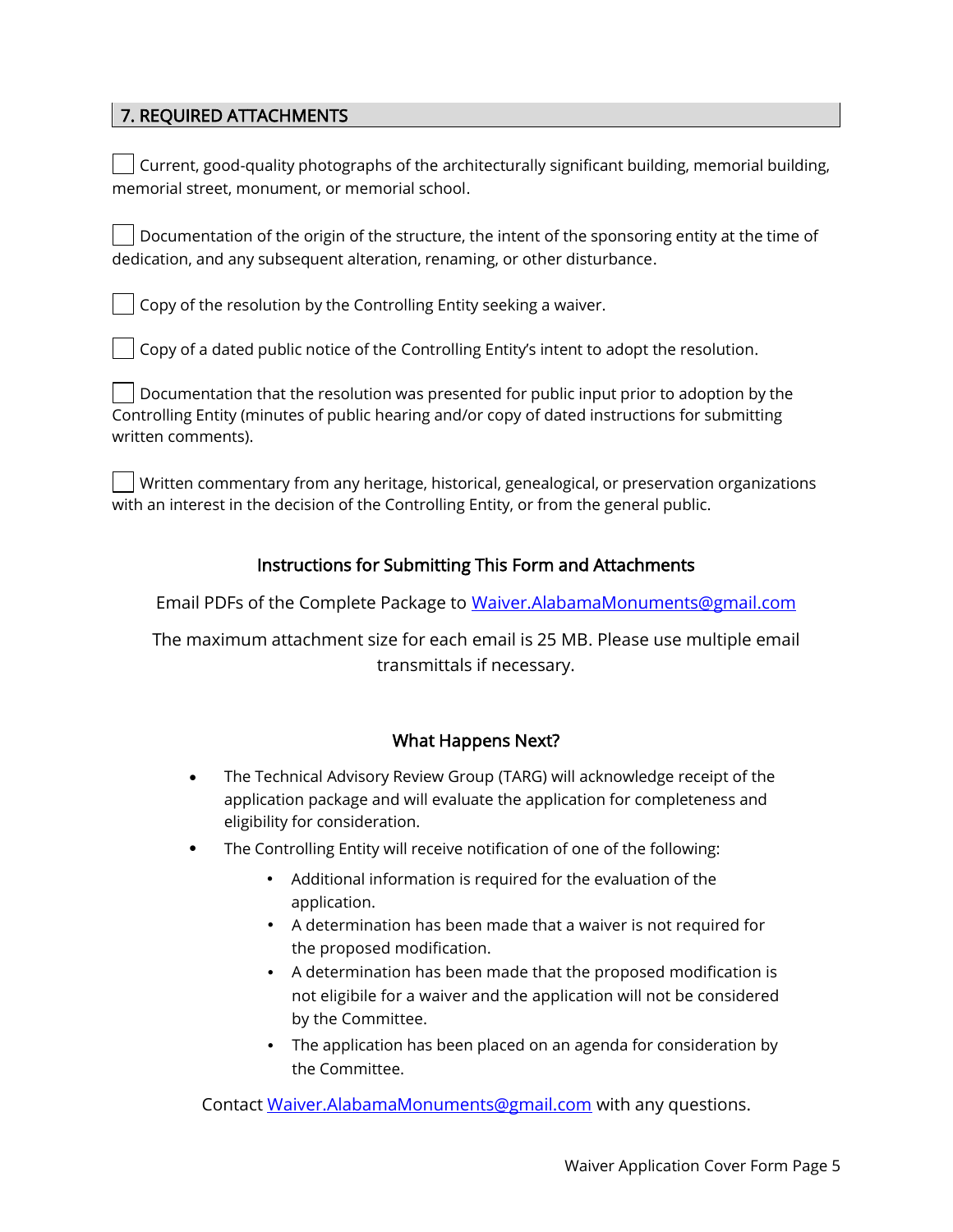## 7. REQUIRED ATTACHMENTS

- [ ] Current, good-quality photographs of the architecturally significant building, memorial building, memorial street, monument, or memorial school.

- [ ] Documentation of the origin of the structure, the intent of the sponsoring entity at the time of dedication, and any subsequent alteration, renaming, or other disturbance.

- [ ] Copy of the resolution by the Controlling Entity seeking a waiver.

- [ ] Copy of a dated public notice of the Controlling Entity's intent to adopt the resolution.

- [ ] Documentation that the resolution was presented for public input prior to adoption by the Controlling Entity (minutes of public hearing and/or copy of dated instructions for submitting written comments).

- [ ] Written commentary from any heritage, historical, genealogical, or preservation organizations with an interest in the decision of the Controlling Entity, or from the general public.

### Instructions for Submitting This Form and Attachments

Email PDFs of the Complete Package to Waiver.AlabamaMonuments@gmail.com

The maximum attachment size for each email is 25 MB. Please use multiple email transmittals if necessary.

### What Happens Next?

- The Technical Advisory Review Group (TARG) will acknowledge receipt of the application package and will evaluate the application for completeness and eligibility for consideration.
- The Controlling Entity will receive notification of one of the following:
  - Additional information is required for the evaluation of the application.
  - A determination has been made that a waiver is not required for the proposed modification.
  - A determination has been made that the proposed modification is not eligibile for a waiver and the application will not be considered by the Committee.
  - The application has been placed on an agenda for consideration by the Committee.

Contact Waiver.AlabamaMonuments@gmail.com with any questions.